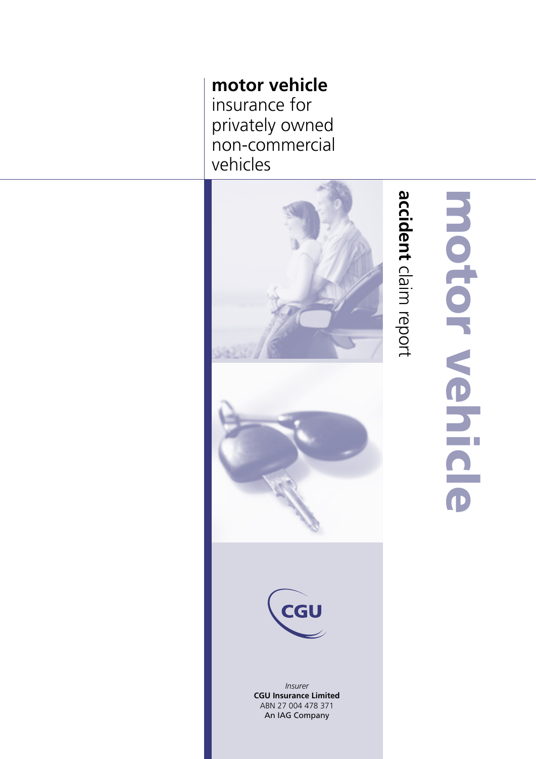**motor vehicle**
insurance for privately owned non-commercial vehicles

# motor vehicle

**accident** claim report

CGU

*Insurer*
**CGU Insurance Limited**
ABN 27 004 478 371
An IAG Company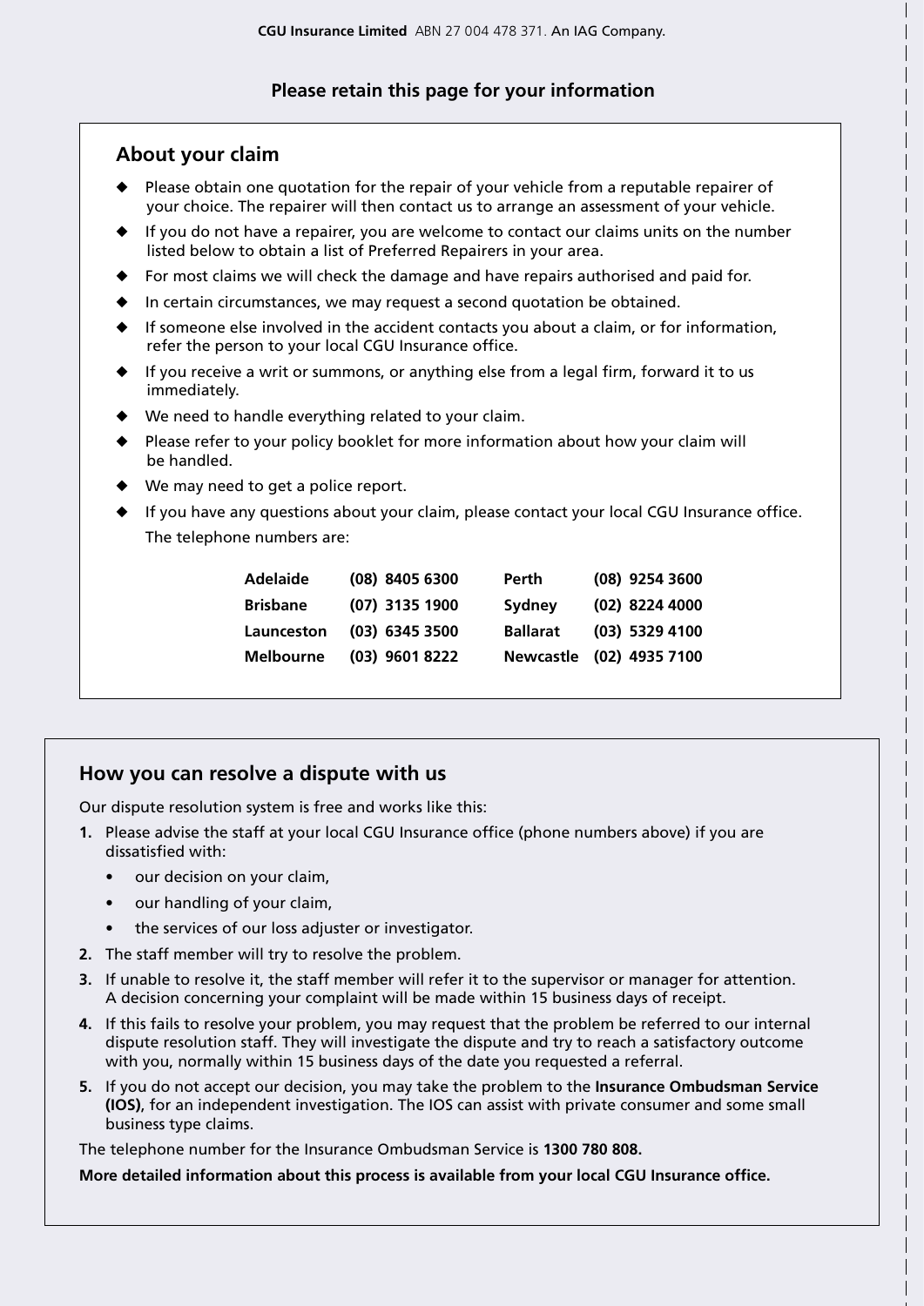**CGU Insurance Limited** ABN 27 004 478 371. An IAG Company.

**Please retain this page for your information**

## About your claim

- Please obtain one quotation for the repair of your vehicle from a reputable repairer of your choice. The repairer will then contact us to arrange an assessment of your vehicle.
- If you do not have a repairer, you are welcome to contact our claims units on the number listed below to obtain a list of Preferred Repairers in your area.
- For most claims we will check the damage and have repairs authorised and paid for.
- In certain circumstances, we may request a second quotation be obtained.
- If someone else involved in the accident contacts you about a claim, or for information, refer the person to your local CGU Insurance office.
- If you receive a writ or summons, or anything else from a legal firm, forward it to us immediately.
- We need to handle everything related to your claim.
- Please refer to your policy booklet for more information about how your claim will be handled.
- We may need to get a police report.
- If you have any questions about your claim, please contact your local CGU Insurance office.

  The telephone numbers are:

| | | | |
|---|---|---|---|
| **Adelaide** | **(08) 8405 6300** | **Perth** | **(08) 9254 3600** |
| **Brisbane** | **(07) 3135 1900** | **Sydney** | **(02) 8224 4000** |
| **Launceston** | **(03) 6345 3500** | **Ballarat** | **(03) 5329 4100** |
| **Melbourne** | **(03) 9601 8222** | **Newcastle** | **(02) 4935 7100** |

## How you can resolve a dispute with us

Our dispute resolution system is free and works like this:

1. Please advise the staff at your local CGU Insurance office (phone numbers above) if you are dissatisfied with:
   - our decision on your claim,
   - our handling of your claim,
   - the services of our loss adjuster or investigator.
2. The staff member will try to resolve the problem.
3. If unable to resolve it, the staff member will refer it to the supervisor or manager for attention. A decision concerning your complaint will be made within 15 business days of receipt.
4. If this fails to resolve your problem, you may request that the problem be referred to our internal dispute resolution staff. They will investigate the dispute and try to reach a satisfactory outcome with you, normally within 15 business days of the date you requested a referral.
5. If you do not accept our decision, you may take the problem to the **Insurance Ombudsman Service (IOS)**, for an independent investigation. The IOS can assist with private consumer and some small business type claims.

The telephone number for the Insurance Ombudsman Service is **1300 780 808.**

**More detailed information about this process is available from your local CGU Insurance office.**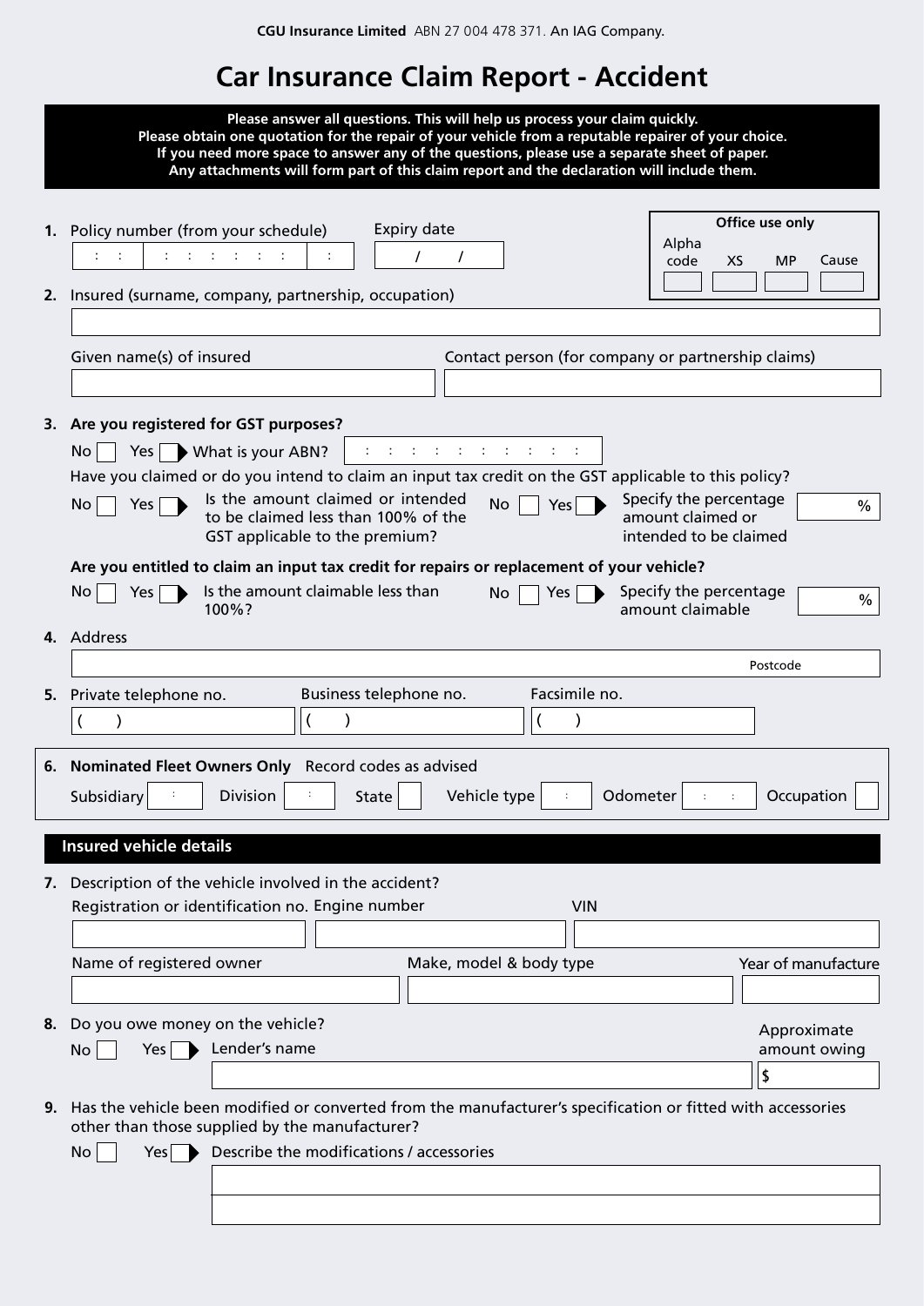**CGU Insurance Limited** ABN 27 004 478 371. An IAG Company.

# Car Insurance Claim Report - Accident

**Please answer all questions. This will help us process your claim quickly.**
**Please obtain one quotation for the repair of your vehicle from a reputable repairer of your choice.**
**If you need more space to answer any of the questions, please use a separate sheet of paper.**
**Any attachments will form part of this claim report and the declaration will include them.**

| Office use only | | | |
|---|---|---|---|
| Alpha code | XS | MP | Cause |
| | | | |

**1.** Policy number (from your schedule) ______ Expiry date ___ / ___ / ___

**2.** Insured (surname, company, partnership, occupation)

Given name(s) of insured

Contact person (for company or partnership claims)

**3. Are you registered for GST purposes?**

No ☐ Yes ☐ ▶ What is your ABN?

Have you claimed or do you intend to claim an input tax credit on the GST applicable to this policy?

No ☐ Yes ☐ ▶ Is the amount claimed or intended to be claimed less than 100% of the GST applicable to the premium? No ☐ Yes ☐ ▶ Specify the percentage amount claimed or intended to be claimed ______ %

**Are you entitled to claim an input tax credit for repairs or replacement of your vehicle?**

No ☐ Yes ☐ ▶ Is the amount claimable less than 100%? No ☐ Yes ☐ ▶ Specify the percentage amount claimable ______ %

**4.** Address

Postcode

**5.** Private telephone no. ( ) Business telephone no. ( ) Facsimile no. ( )

**6. Nominated Fleet Owners Only** Record codes as advised

Subsidiary ______ Division ______ State ______ Vehicle type ______ Odometer ______ Occupation ______

## Insured vehicle details

**7.** Description of the vehicle involved in the accident?

Registration or identification no. | Engine number | VIN

Name of registered owner | Make, model & body type | Year of manufacture

**8.** Do you owe money on the vehicle?

No ☐ Yes ☐ ▶ Lender's name ______ Approximate amount owing $ ______

**9.** Has the vehicle been modified or converted from the manufacturer's specification or fitted with accessories other than those supplied by the manufacturer?

No ☐ Yes ☐ ▶ Describe the modifications / accessories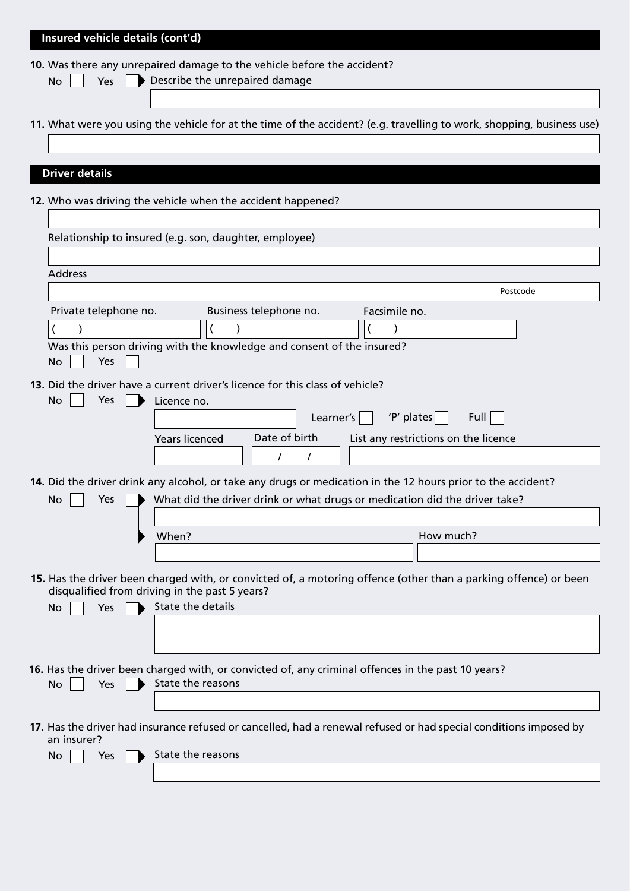## Insured vehicle details (cont'd)

**10.** Was there any unrepaired damage to the vehicle before the accident?

No ☐ Yes ☐ ▶ Describe the unrepaired damage

**11.** What were you using the vehicle for at the time of the accident? (e.g. travelling to work, shopping, business use)

## Driver details

**12.** Who was driving the vehicle when the accident happened?

Relationship to insured (e.g. son, daughter, employee)

Address

Postcode

Private telephone no. ( )

Business telephone no. ( )

Facsimile no. ( )

Was this person driving with the knowledge and consent of the insured?

No ☐ Yes ☐

**13.** Did the driver have a current driver's licence for this class of vehicle?

No ☐ Yes ☐ ▶ Licence no.

Learner's ☐ 'P' plates ☐ Full ☐

Years licenced

Date of birth / /

List any restrictions on the licence

**14.** Did the driver drink any alcohol, or take any drugs or medication in the 12 hours prior to the accident?

No ☐ Yes ☐ ▶ What did the driver drink or what drugs or medication did the driver take?

▶ When?

How much?

**15.** Has the driver been charged with, or convicted of, a motoring offence (other than a parking offence) or been disqualified from driving in the past 5 years?

No ☐ Yes ☐ ▶ State the details

**16.** Has the driver been charged with, or convicted of, any criminal offences in the past 10 years?

No ☐ Yes ☐ ▶ State the reasons

**17.** Has the driver had insurance refused or cancelled, had a renewal refused or had special conditions imposed by an insurer?

No ☐ Yes ☐ ▶ State the reasons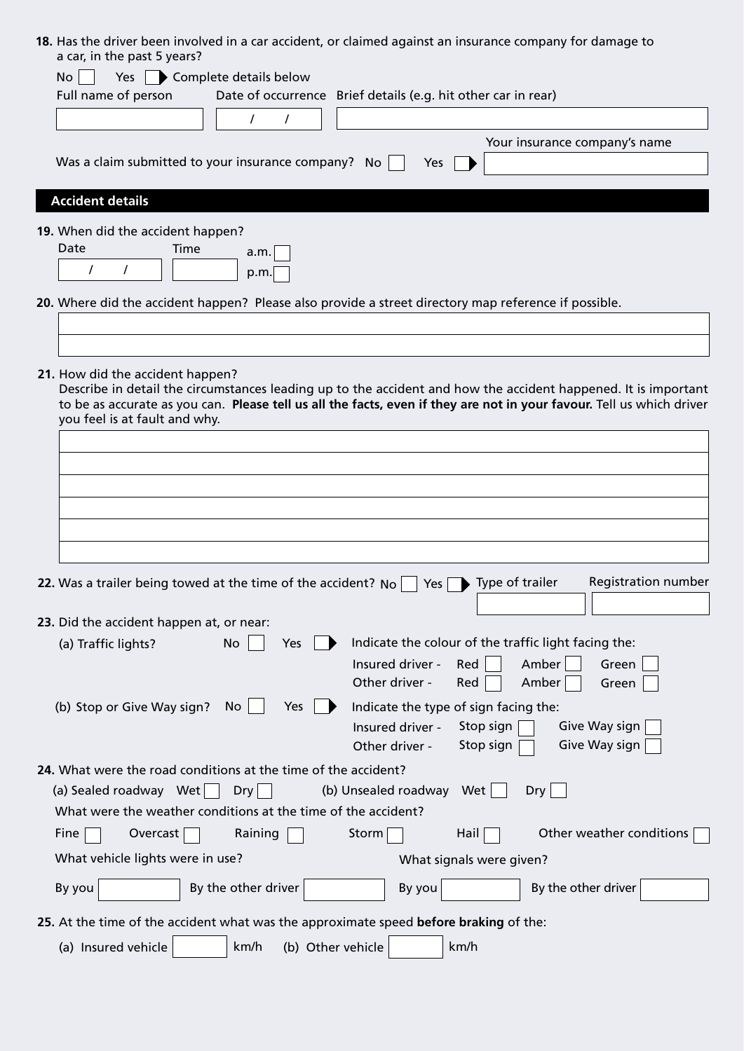**18.** Has the driver been involved in a car accident, or claimed against an insurance company for damage to a car, in the past 5 years?

No ☐ Yes ☐ ▶ Complete details below

| Full name of person | Date of occurrence | Brief details (e.g. hit other car in rear) |
|---|---|---|
| | / / | |

Was a claim submitted to your insurance company? No ☐ Yes ☐ ▶ Your insurance company's name ____________

## Accident details

**19.** When did the accident happen?

Date: / /  Time: ______ a.m. ☐ p.m. ☐

**20.** Where did the accident happen? Please also provide a street directory map reference if possible.

____________

____________

**21.** How did the accident happen?
Describe in detail the circumstances leading up to the accident and how the accident happened. It is important to be as accurate as you can. **Please tell us all the facts, even if they are not in your favour.** Tell us which driver you feel is at fault and why.

____________

____________

____________

____________

____________

____________

**22.** Was a trailer being towed at the time of the accident? No ☐ Yes ☐ ▶ Type of trailer ______ Registration number ______

**23.** Did the accident happen at, or near:

(a) Traffic lights? No ☐ Yes ☐ ▶ Indicate the colour of the traffic light facing the:

| | | | |
|---|---|---|---|
| Insured driver - | Red ☐ | Amber ☐ | Green ☐ |
| Other driver - | Red ☐ | Amber ☐ | Green ☐ |

(b) Stop or Give Way sign? No ☐ Yes ☐ ▶ Indicate the type of sign facing the:

| | | |
|---|---|---|
| Insured driver - | Stop sign ☐ | Give Way sign ☐ |
| Other driver - | Stop sign ☐ | Give Way sign ☐ |

**24.** What were the road conditions at the time of the accident?

(a) Sealed roadway Wet ☐ Dry ☐ (b) Unsealed roadway Wet ☐ Dry ☐

What were the weather conditions at the time of the accident?

Fine ☐ Overcast ☐ Raining ☐ Storm ☐ Hail ☐ Other weather conditions ☐

What vehicle lights were in use?

By you ______ By the other driver ______

What signals were given?

By you ______ By the other driver ______

**25.** At the time of the accident what was the approximate speed **before braking** of the:

(a) Insured vehicle ______ km/h (b) Other vehicle ______ km/h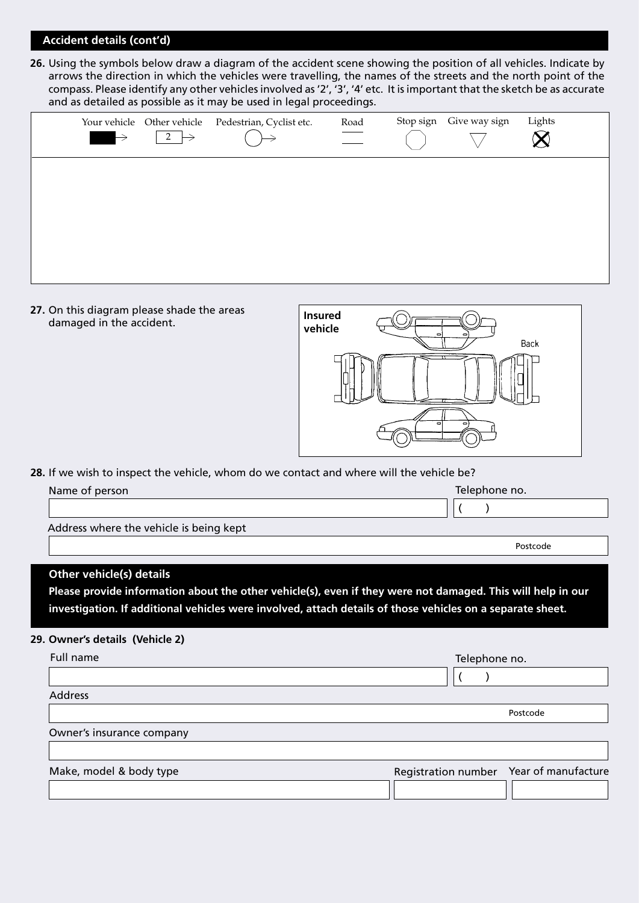## Accident details (cont'd)

**26.** Using the symbols below draw a diagram of the accident scene showing the position of all vehicles. Indicate by arrows the direction in which the vehicles were travelling, the names of the streets and the north point of the compass. Please identify any other vehicles involved as '2', '3', '4' etc. It is important that the sketch be as accurate and as detailed as possible as it may be used in legal proceedings.

| Your vehicle | Other vehicle | Pedestrian, Cyclist etc. | Road | Stop sign | Give way sign | Lights |
|---|---|---|---|---|---|---|
| → | 2 → | ○→ | | | ▽ | ⊗ |

**27.** On this diagram please shade the areas damaged in the accident.

**Insured vehicle**

Back

**28.** If we wish to inspect the vehicle, whom do we contact and where will the vehicle be?

Name of person

Telephone no.
(     )

Address where the vehicle is being kept

Postcode

## Other vehicle(s) details

**Please provide information about the other vehicle(s), even if they were not damaged. This will help in our investigation. If additional vehicles were involved, attach details of those vehicles on a separate sheet.**

**29. Owner's details (Vehicle 2)**

Full name

Telephone no.
(     )

Address

Postcode

Owner's insurance company

Make, model & body type

Registration number

Year of manufacture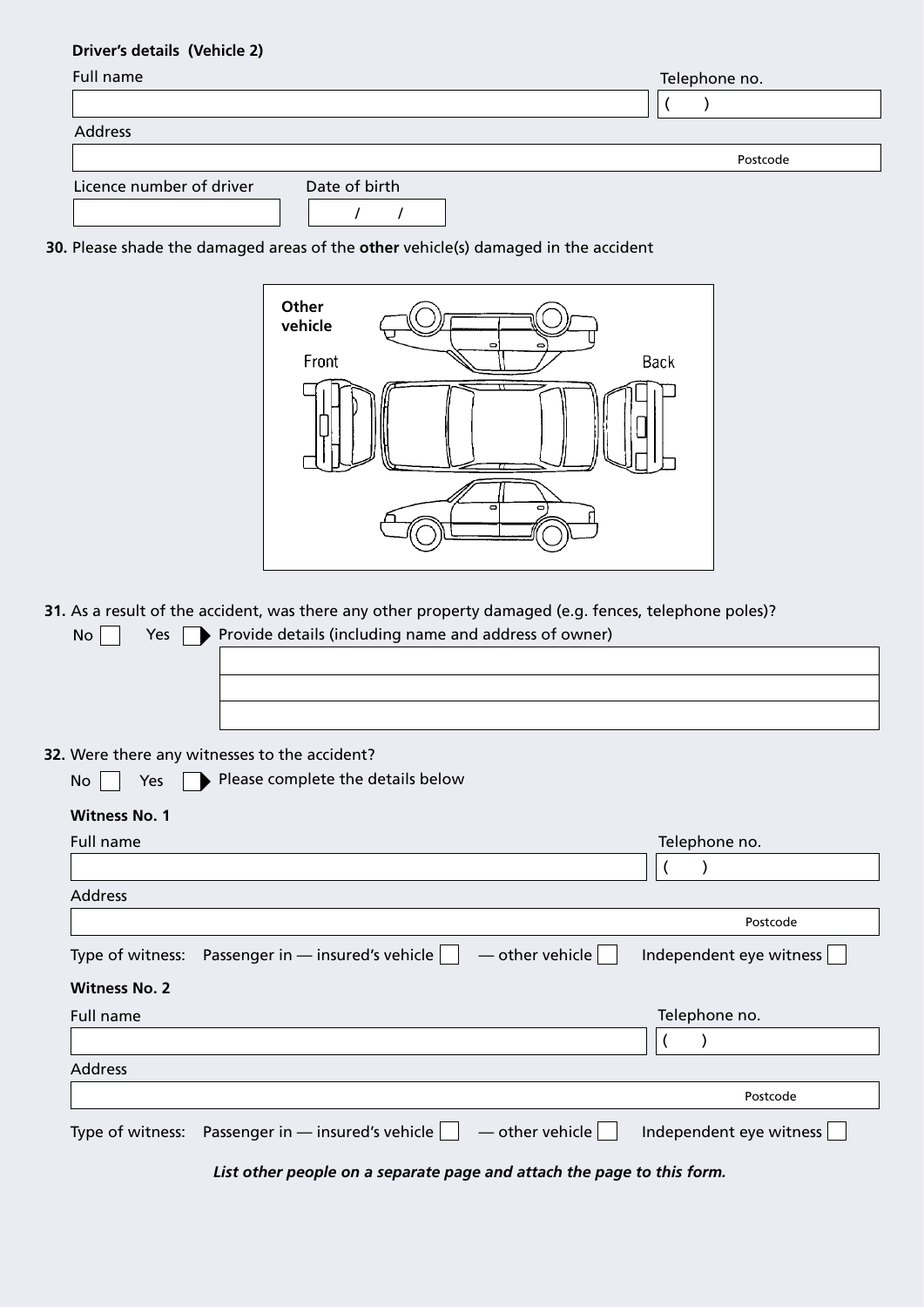**Driver's details (Vehicle 2)**

Full name

Telephone no.
(    )

Address

Postcode

Licence number of driver

Date of birth
/    /

**30.** Please shade the damaged areas of the **other** vehicle(s) damaged in the accident

**Other vehicle**

Front

Back

**31.** As a result of the accident, was there any other property damaged (e.g. fences, telephone poles)?

No ☐ Yes ☐ Provide details (including name and address of owner)

**32.** Were there any witnesses to the accident?

No ☐ Yes ☐ Please complete the details below

**Witness No. 1**

Full name

Telephone no.
(    )

Address

Postcode

Type of witness: Passenger in — insured's vehicle ☐ — other vehicle ☐ Independent eye witness ☐

**Witness No. 2**

Full name

Telephone no.
(    )

Address

Postcode

Type of witness: Passenger in — insured's vehicle ☐ — other vehicle ☐ Independent eye witness ☐

***List other people on a separate page and attach the page to this form.***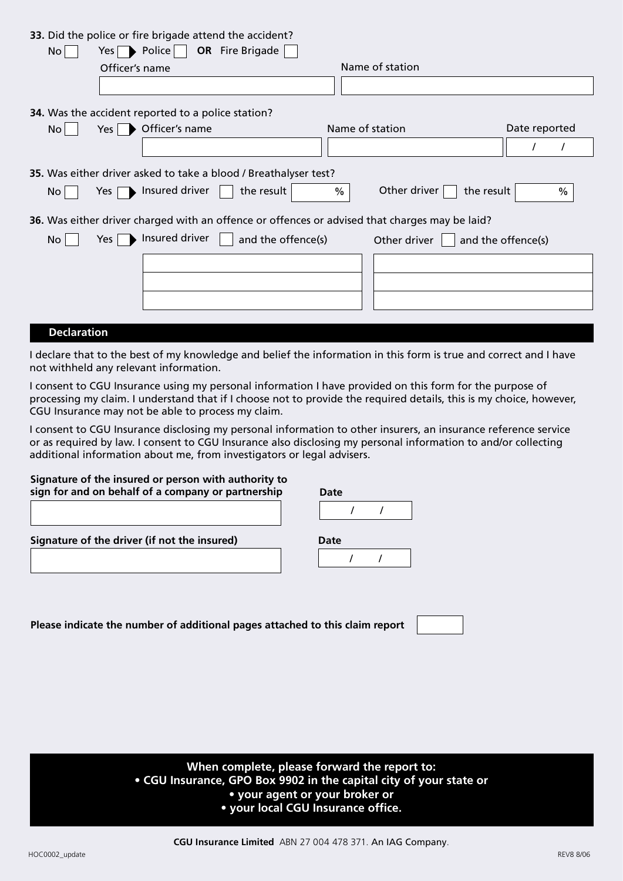**33.** Did the police or fire brigade attend the accident?

No ☐ Yes ☐ ▶ Police ☐ **OR** Fire Brigade ☐

Officer's name

Name of station

**34.** Was the accident reported to a police station?

No ☐ Yes ☐ ▶ Officer's name

Name of station

Date reported / /

**35.** Was either driver asked to take a blood / Breathalyser test?

No ☐ Yes ☐ ▶ Insured driver ☐ the result % Other driver ☐ the result %

**36.** Was either driver charged with an offence or offences or advised that charges may be laid?

No ☐ Yes ☐ ▶ Insured driver ☐ and the offence(s) Other driver ☐ and the offence(s)

## Declaration

I declare that to the best of my knowledge and belief the information in this form is true and correct and I have not withheld any relevant information.

I consent to CGU Insurance using my personal information I have provided on this form for the purpose of processing my claim. I understand that if I choose not to provide the required details, this is my choice, however, CGU Insurance may not be able to process my claim.

I consent to CGU Insurance disclosing my personal information to other insurers, an insurance reference service or as required by law. I consent to CGU Insurance also disclosing my personal information to and/or collecting additional information about me, from investigators or legal advisers.

**Signature of the insured or person with authority to sign for and on behalf of a company or partnership**

**Date** / /

**Signature of the driver (if not the insured)**

**Date** / /

**Please indicate the number of additional pages attached to this claim report**

**When complete, please forward the report to:**

- **CGU Insurance, GPO Box 9902 in the capital city of your state or**
- **your agent or your broker or**
- **your local CGU Insurance office.**

**CGU Insurance Limited** ABN 27 004 478 371. An IAG Company.

HOC0002_update REV8 8/06